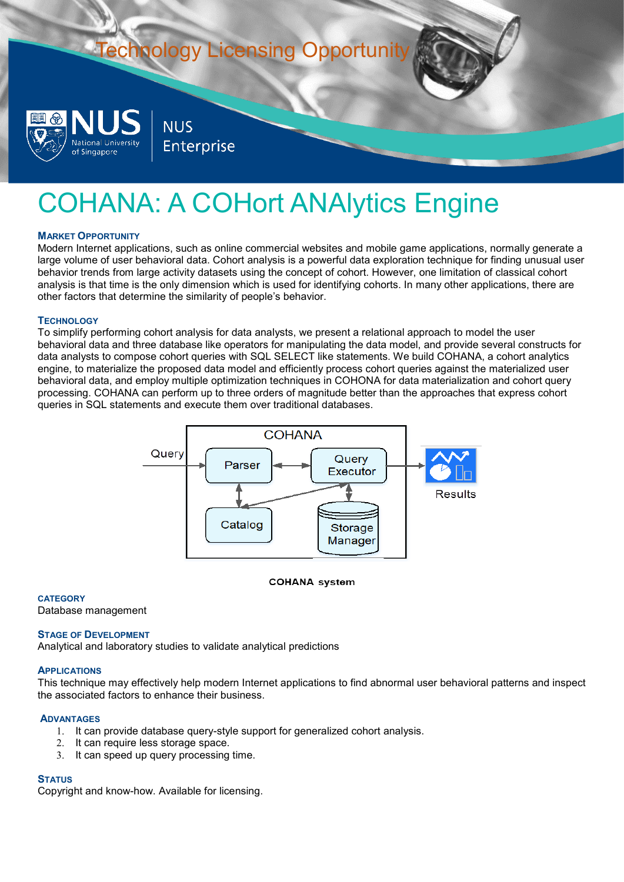Technology Licensing Opportunity

NUS National University of Singapore | NUS Enterprise

# COHANA: A COHort ANAlytics Engine

## Market Opportunity

Modern Internet applications, such as online commercial websites and mobile game applications, normally generate a large volume of user behavioral data. Cohort analysis is a powerful data exploration technique for finding unusual user behavior trends from large activity datasets using the concept of cohort. However, one limitation of classical cohort analysis is that time is the only dimension which is used for identifying cohorts. In many other applications, there are other factors that determine the similarity of people's behavior.

## Technology

To simplify performing cohort analysis for data analysts, we present a relational approach to model the user behavioral data and three database like operators for manipulating the data model, and provide several constructs for data analysts to compose cohort queries with SQL SELECT like statements. We build COHANA, a cohort analytics engine, to materialize the proposed data model and efficiently process cohort queries against the materialized user behavioral data, and employ multiple optimization techniques in COHONA for data materialization and cohort query processing. COHANA can perform up to three orders of magnitude better than the approaches that express cohort queries in SQL statements and execute them over traditional databases.

COHANA | Query | Parser | Query Executor | Catalog | Storage Manager | Results

**COHANA system**

## Category

Database management

## Stage of Development

Analytical and laboratory studies to validate analytical predictions

## Applications

This technique may effectively help modern Internet applications to find abnormal user behavioral patterns and inspect the associated factors to enhance their business.

## Advantages

1. It can provide database query-style support for generalized cohort analysis.
2. It can require less storage space.
3. It can speed up query processing time.

## Status

Copyright and know-how. Available for licensing.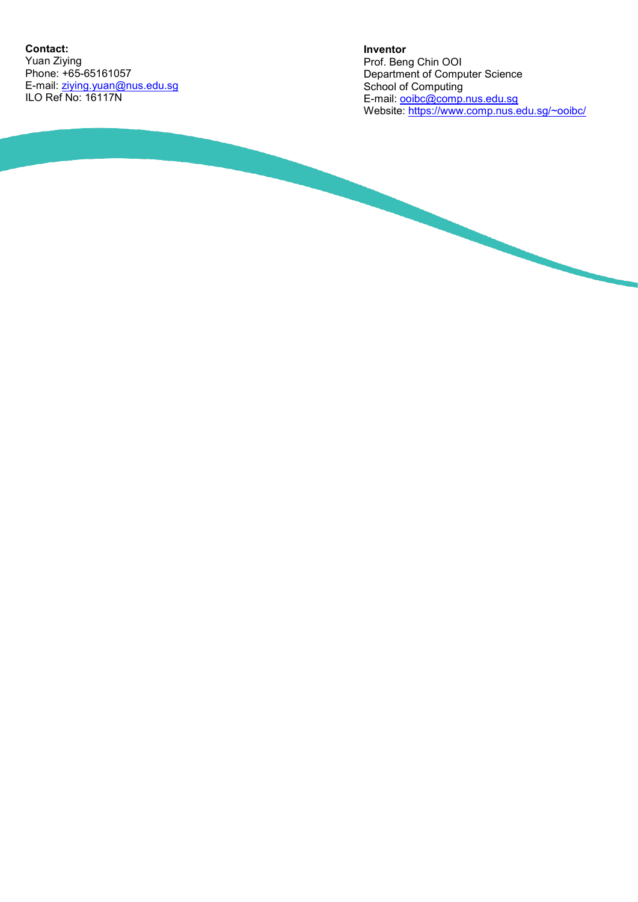**Contact:**
Yuan Ziying
Phone: +65-65161057
E-mail: [ziying.yuan@nus.edu.sg](mailto:ziying.yuan@nus.edu.sg)
ILO Ref No: 16117N

**Inventor**
Prof. Beng Chin OOI
Department of Computer Science
School of Computing
E-mail: [ooibc@comp.nus.edu.sg](mailto:ooibc@comp.nus.edu.sg)
Website: [https://www.comp.nus.edu.sg/~ooibc/](https://www.comp.nus.edu.sg/~ooibc/)